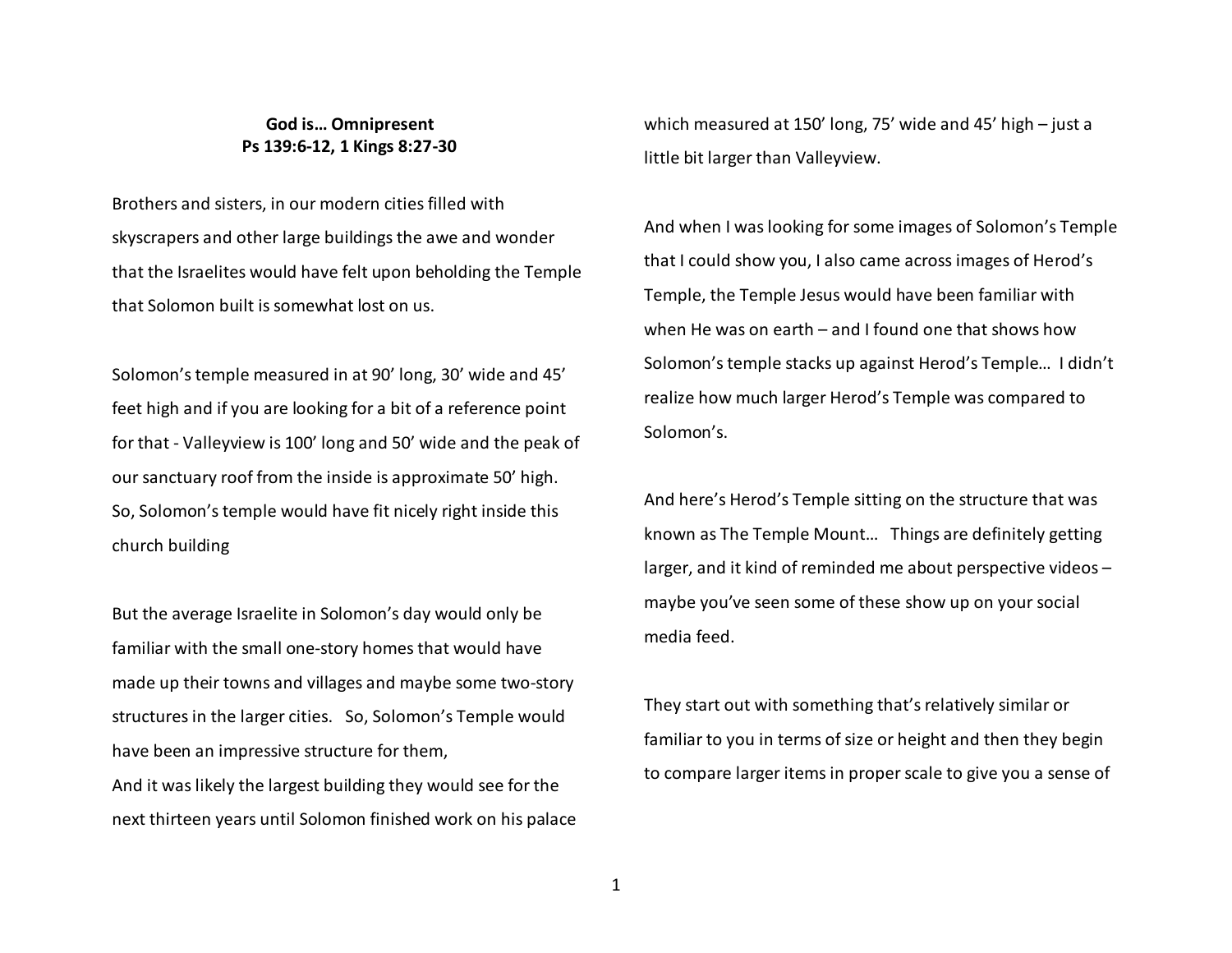**God is… Omnipresent**
**Ps 139:6-12, 1 Kings 8:27-30**

Brothers and sisters, in our modern cities filled with skyscrapers and other large buildings the awe and wonder that the Israelites would have felt upon beholding the Temple that Solomon built is somewhat lost on us.

Solomon's temple measured in at 90' long, 30' wide and 45' feet high and if you are looking for a bit of a reference point for that - Valleyview is 100' long and 50' wide and the peak of our sanctuary roof from the inside is approximate 50' high. So, Solomon's temple would have fit nicely right inside this church building

But the average Israelite in Solomon's day would only be familiar with the small one-story homes that would have made up their towns and villages and maybe some two-story structures in the larger cities. So, Solomon's Temple would have been an impressive structure for them,
And it was likely the largest building they would see for the next thirteen years until Solomon finished work on his palace which measured at 150' long, 75' wide and 45' high – just a little bit larger than Valleyview.

And when I was looking for some images of Solomon's Temple that I could show you, I also came across images of Herod's Temple, the Temple Jesus would have been familiar with when He was on earth – and I found one that shows how Solomon's temple stacks up against Herod's Temple… I didn't realize how much larger Herod's Temple was compared to Solomon's.

And here's Herod's Temple sitting on the structure that was known as The Temple Mount… Things are definitely getting larger, and it kind of reminded me about perspective videos – maybe you've seen some of these show up on your social media feed.

They start out with something that's relatively similar or familiar to you in terms of size or height and then they begin to compare larger items in proper scale to give you a sense of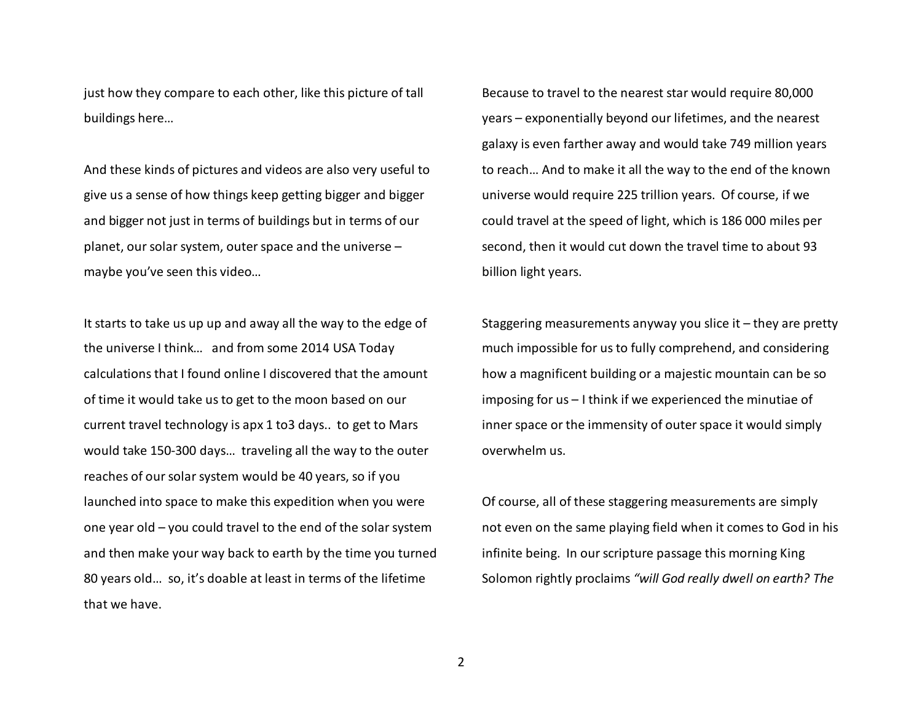just how they compare to each other, like this picture of tall buildings here…

And these kinds of pictures and videos are also very useful to give us a sense of how things keep getting bigger and bigger and bigger not just in terms of buildings but in terms of our planet, our solar system, outer space and the universe – maybe you've seen this video…

It starts to take us up up and away all the way to the edge of the universe I think… and from some 2014 USA Today calculations that I found online I discovered that the amount of time it would take us to get to the moon based on our current travel technology is apx 1 to3 days.. to get to Mars would take 150-300 days… traveling all the way to the outer reaches of our solar system would be 40 years, so if you launched into space to make this expedition when you were one year old – you could travel to the end of the solar system and then make your way back to earth by the time you turned 80 years old… so, it's doable at least in terms of the lifetime that we have.

Because to travel to the nearest star would require 80,000 years – exponentially beyond our lifetimes, and the nearest galaxy is even farther away and would take 749 million years to reach… And to make it all the way to the end of the known universe would require 225 trillion years. Of course, if we could travel at the speed of light, which is 186 000 miles per second, then it would cut down the travel time to about 93 billion light years.

Staggering measurements anyway you slice it – they are pretty much impossible for us to fully comprehend, and considering how a magnificent building or a majestic mountain can be so imposing for us – I think if we experienced the minutiae of inner space or the immensity of outer space it would simply overwhelm us.

Of course, all of these staggering measurements are simply not even on the same playing field when it comes to God in his infinite being. In our scripture passage this morning King Solomon rightly proclaims *"will God really dwell on earth? The*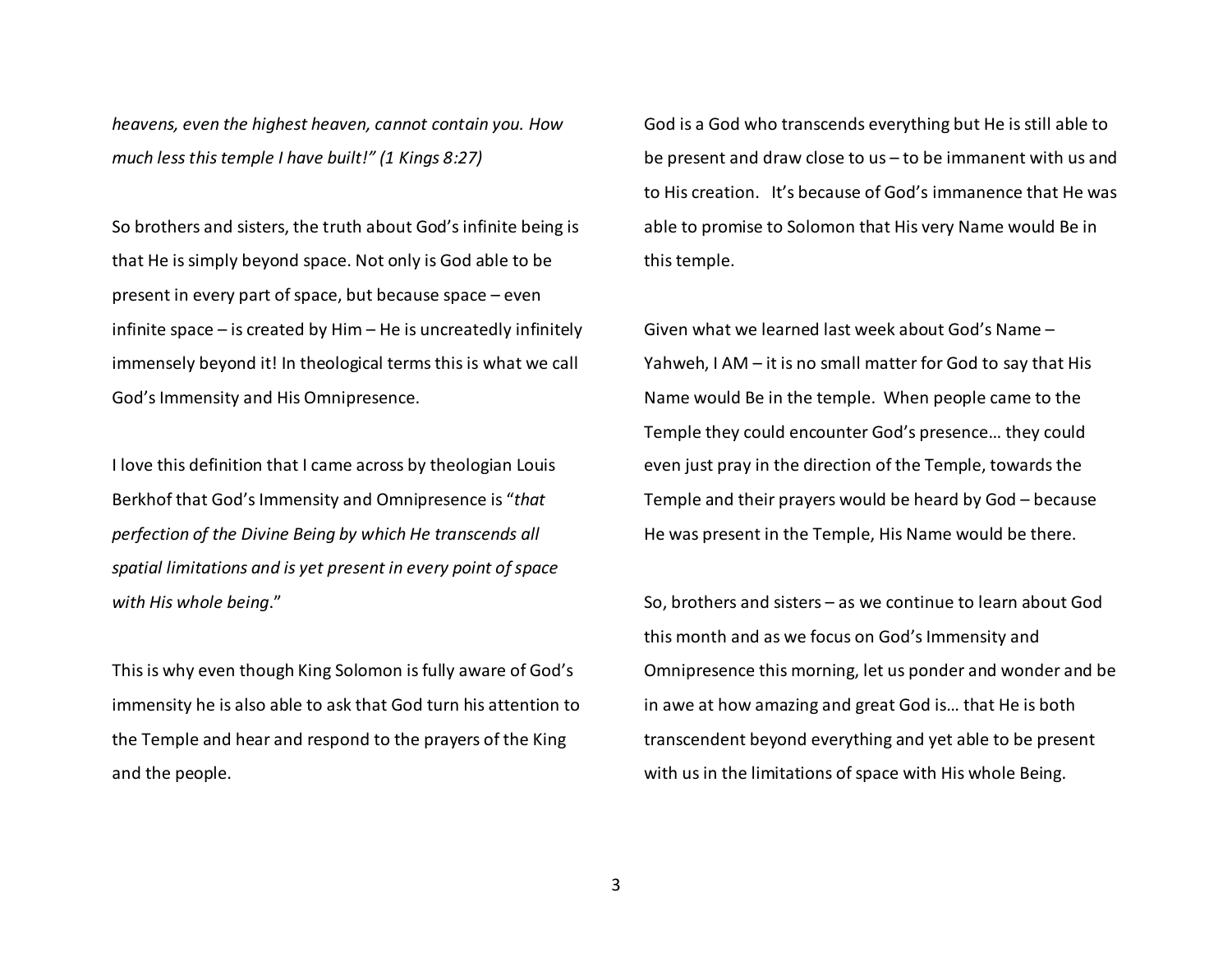*heavens, even the highest heaven, cannot contain you. How much less this temple I have built!" (1 Kings 8:27)*

So brothers and sisters, the truth about God's infinite being is that He is simply beyond space. Not only is God able to be present in every part of space, but because space – even infinite space – is created by Him – He is uncreatedly infinitely immensely beyond it! In theological terms this is what we call God's Immensity and His Omnipresence.

I love this definition that I came across by theologian Louis Berkhof that God's Immensity and Omnipresence is "*that perfection of the Divine Being by which He transcends all spatial limitations and is yet present in every point of space with His whole being*."

This is why even though King Solomon is fully aware of God's immensity he is also able to ask that God turn his attention to the Temple and hear and respond to the prayers of the King and the people.

God is a God who transcends everything but He is still able to be present and draw close to us – to be immanent with us and to His creation. It's because of God's immanence that He was able to promise to Solomon that His very Name would Be in this temple.

Given what we learned last week about God's Name – Yahweh, I AM – it is no small matter for God to say that His Name would Be in the temple. When people came to the Temple they could encounter God's presence… they could even just pray in the direction of the Temple, towards the Temple and their prayers would be heard by God – because He was present in the Temple, His Name would be there.

So, brothers and sisters – as we continue to learn about God this month and as we focus on God's Immensity and Omnipresence this morning, let us ponder and wonder and be in awe at how amazing and great God is… that He is both transcendent beyond everything and yet able to be present with us in the limitations of space with His whole Being.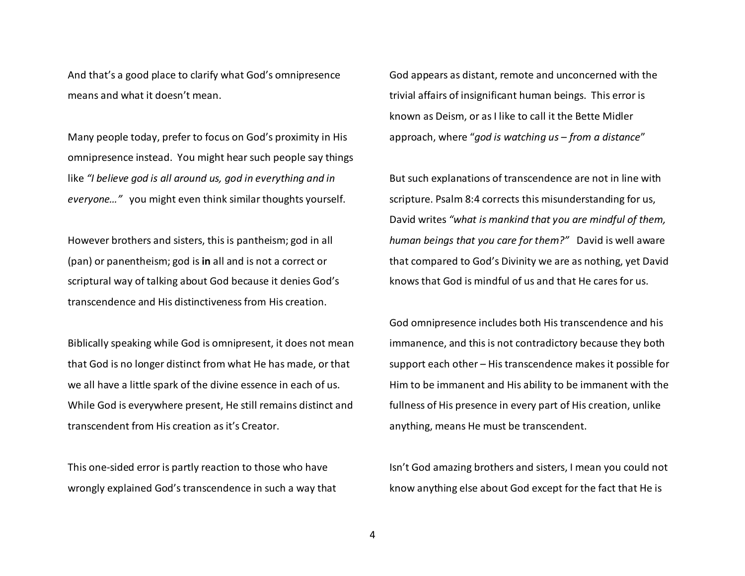And that's a good place to clarify what God's omnipresence means and what it doesn't mean.

Many people today, prefer to focus on God's proximity in His omnipresence instead. You might hear such people say things like *"I believe god is all around us, god in everything and in everyone…"* you might even think similar thoughts yourself.

However brothers and sisters, this is pantheism; god in all (pan) or panentheism; god is **in** all and is not a correct or scriptural way of talking about God because it denies God's transcendence and His distinctiveness from His creation.

Biblically speaking while God is omnipresent, it does not mean that God is no longer distinct from what He has made, or that we all have a little spark of the divine essence in each of us. While God is everywhere present, He still remains distinct and transcendent from His creation as it's Creator.

This one-sided error is partly reaction to those who have wrongly explained God's transcendence in such a way that God appears as distant, remote and unconcerned with the trivial affairs of insignificant human beings. This error is known as Deism, or as I like to call it the Bette Midler approach, where "*god is watching us – from a distance*"

But such explanations of transcendence are not in line with scripture. Psalm 8:4 corrects this misunderstanding for us, David writes *"what is mankind that you are mindful of them, human beings that you care for them?"* David is well aware that compared to God's Divinity we are as nothing, yet David knows that God is mindful of us and that He cares for us.

God omnipresence includes both His transcendence and his immanence, and this is not contradictory because they both support each other – His transcendence makes it possible for Him to be immanent and His ability to be immanent with the fullness of His presence in every part of His creation, unlike anything, means He must be transcendent.

Isn't God amazing brothers and sisters, I mean you could not know anything else about God except for the fact that He is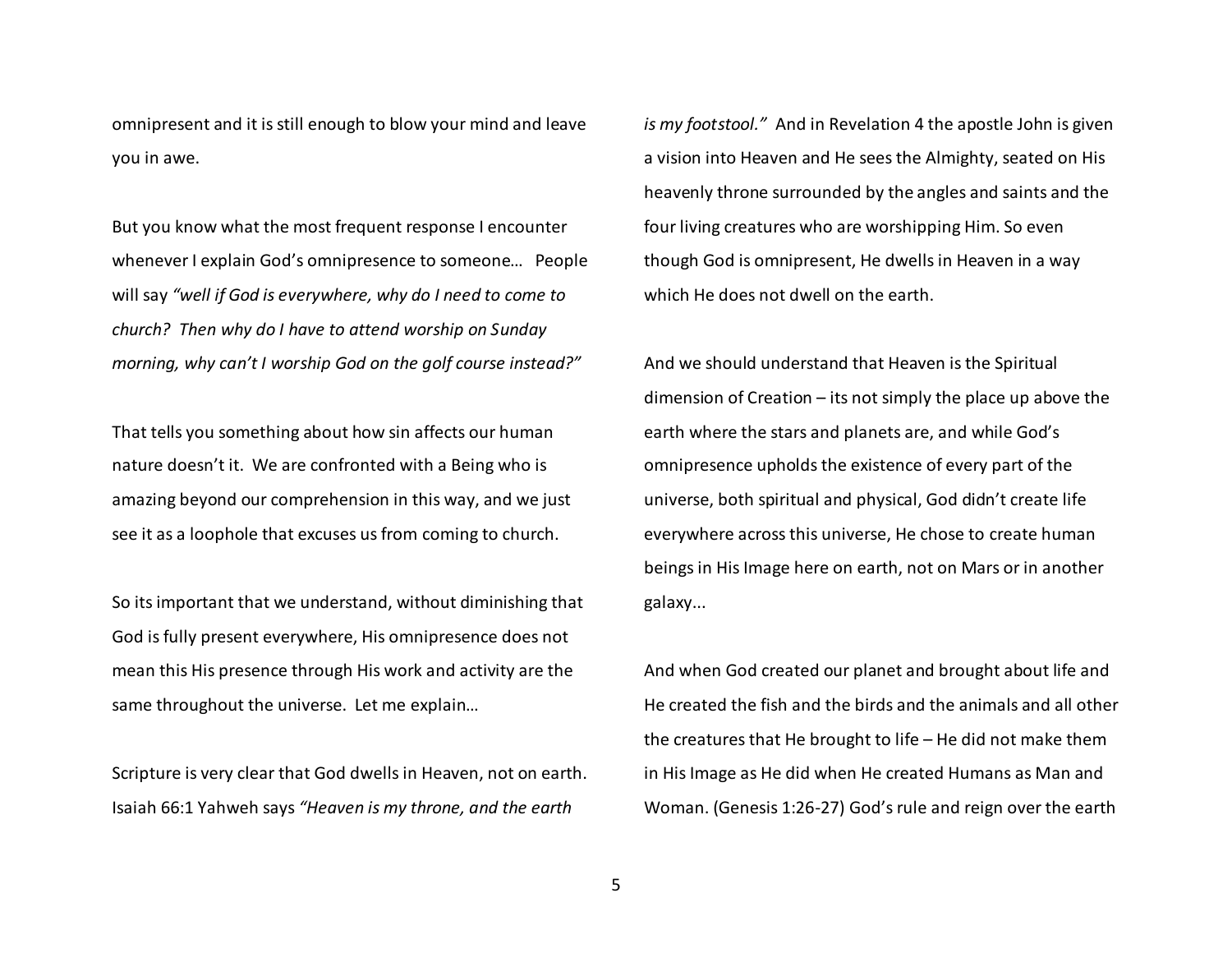omnipresent and it is still enough to blow your mind and leave you in awe.

But you know what the most frequent response I encounter whenever I explain God's omnipresence to someone… People will say *"well if God is everywhere, why do I need to come to church? Then why do I have to attend worship on Sunday morning, why can't I worship God on the golf course instead?"*

That tells you something about how sin affects our human nature doesn't it. We are confronted with a Being who is amazing beyond our comprehension in this way, and we just see it as a loophole that excuses us from coming to church.

So its important that we understand, without diminishing that God is fully present everywhere, His omnipresence does not mean this His presence through His work and activity are the same throughout the universe. Let me explain…

Scripture is very clear that God dwells in Heaven, not on earth. Isaiah 66:1 Yahweh says *"Heaven is my throne, and the earth is my footstool."* And in Revelation 4 the apostle John is given a vision into Heaven and He sees the Almighty, seated on His heavenly throne surrounded by the angles and saints and the four living creatures who are worshipping Him. So even though God is omnipresent, He dwells in Heaven in a way which He does not dwell on the earth.

And we should understand that Heaven is the Spiritual dimension of Creation – its not simply the place up above the earth where the stars and planets are, and while God's omnipresence upholds the existence of every part of the universe, both spiritual and physical, God didn't create life everywhere across this universe, He chose to create human beings in His Image here on earth, not on Mars or in another galaxy...

And when God created our planet and brought about life and He created the fish and the birds and the animals and all other the creatures that He brought to life – He did not make them in His Image as He did when He created Humans as Man and Woman. (Genesis 1:26-27) God's rule and reign over the earth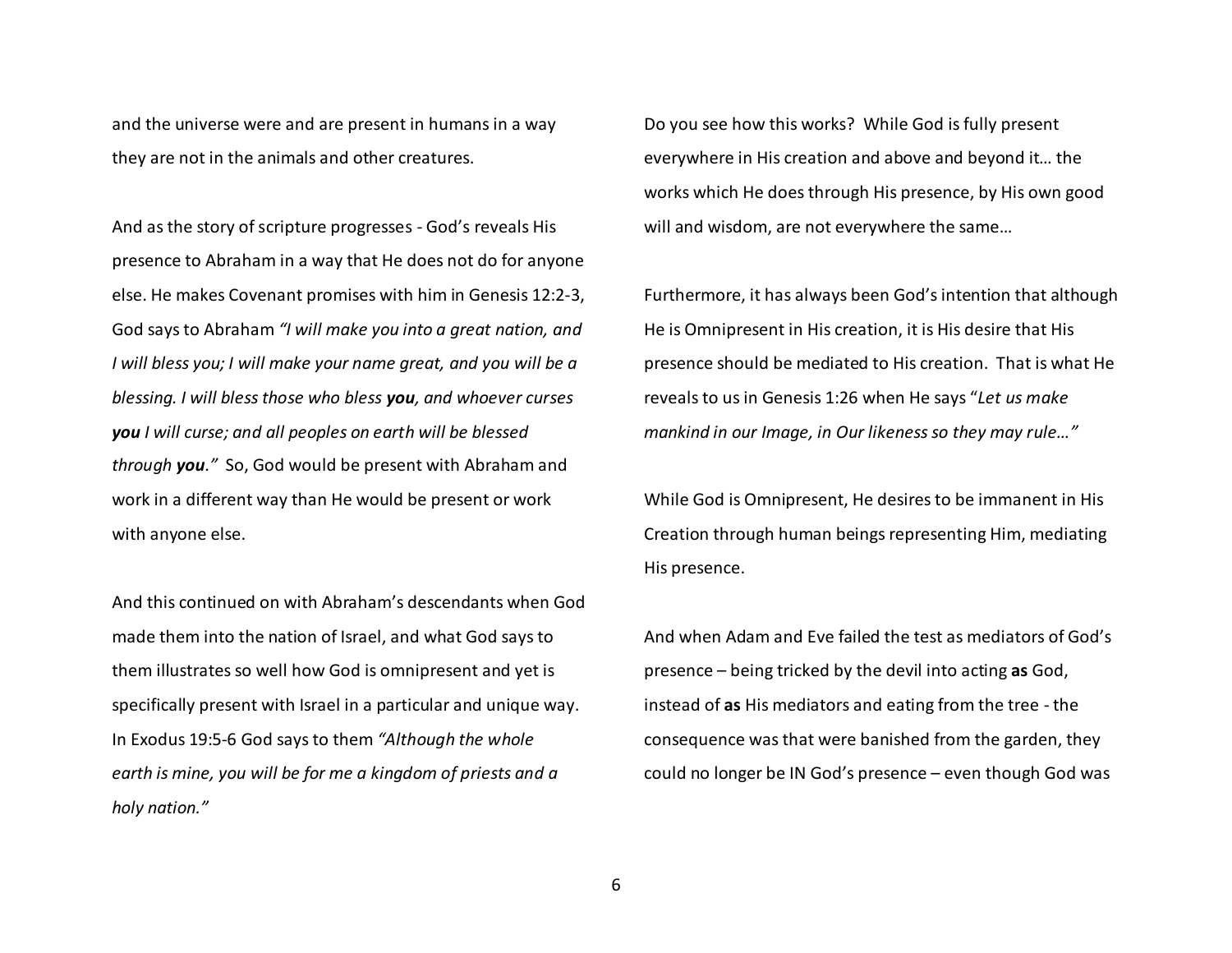and the universe were and are present in humans in a way they are not in the animals and other creatures.

And as the story of scripture progresses - God's reveals His presence to Abraham in a way that He does not do for anyone else. He makes Covenant promises with him in Genesis 12:2-3, God says to Abraham *"I will make you into a great nation, and I will bless you; I will make your name great, and you will be a blessing. I will bless those who bless **you**, and whoever curses **you** I will curse; and all peoples on earth will be blessed through **you**."* So, God would be present with Abraham and work in a different way than He would be present or work with anyone else.

And this continued on with Abraham's descendants when God made them into the nation of Israel, and what God says to them illustrates so well how God is omnipresent and yet is specifically present with Israel in a particular and unique way. In Exodus 19:5-6 God says to them *"Although the whole earth is mine, you will be for me a kingdom of priests and a holy nation."*

Do you see how this works? While God is fully present everywhere in His creation and above and beyond it… the works which He does through His presence, by His own good will and wisdom, are not everywhere the same…

Furthermore, it has always been God's intention that although He is Omnipresent in His creation, it is His desire that His presence should be mediated to His creation. That is what He reveals to us in Genesis 1:26 when He says "*Let us make mankind in our Image, in Our likeness so they may rule…"*

While God is Omnipresent, He desires to be immanent in His Creation through human beings representing Him, mediating His presence.

And when Adam and Eve failed the test as mediators of God's presence – being tricked by the devil into acting **as** God, instead of **as** His mediators and eating from the tree - the consequence was that were banished from the garden, they could no longer be IN God's presence – even though God was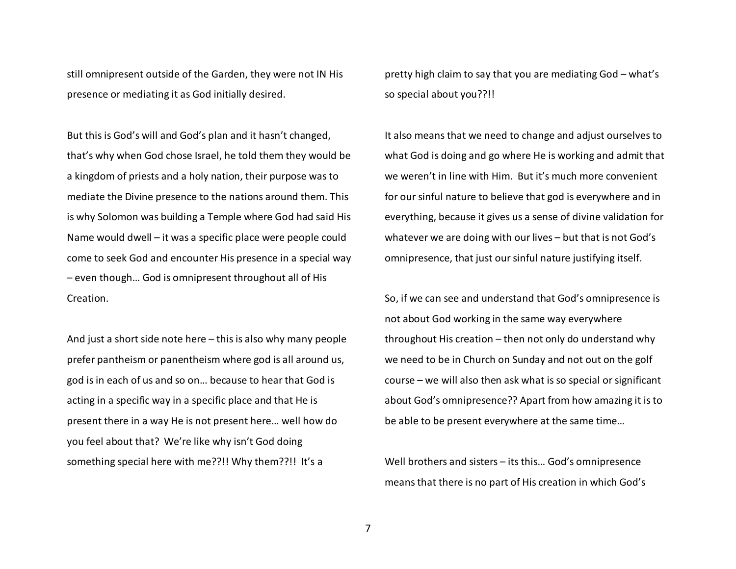still omnipresent outside of the Garden, they were not IN His presence or mediating it as God initially desired.

But this is God's will and God's plan and it hasn't changed, that's why when God chose Israel, he told them they would be a kingdom of priests and a holy nation, their purpose was to mediate the Divine presence to the nations around them. This is why Solomon was building a Temple where God had said His Name would dwell – it was a specific place were people could come to seek God and encounter His presence in a special way – even though… God is omnipresent throughout all of His Creation.

And just a short side note here – this is also why many people prefer pantheism or panentheism where god is all around us, god is in each of us and so on… because to hear that God is acting in a specific way in a specific place and that He is present there in a way He is not present here… well how do you feel about that? We're like why isn't God doing something special here with me??!! Why them??!! It's a pretty high claim to say that you are mediating God – what's so special about you??!!

It also means that we need to change and adjust ourselves to what God is doing and go where He is working and admit that we weren't in line with Him. But it's much more convenient for our sinful nature to believe that god is everywhere and in everything, because it gives us a sense of divine validation for whatever we are doing with our lives – but that is not God's omnipresence, that just our sinful nature justifying itself.

So, if we can see and understand that God's omnipresence is not about God working in the same way everywhere throughout His creation – then not only do understand why we need to be in Church on Sunday and not out on the golf course – we will also then ask what is so special or significant about God's omnipresence?? Apart from how amazing it is to be able to be present everywhere at the same time…

Well brothers and sisters – its this… God's omnipresence means that there is no part of His creation in which God's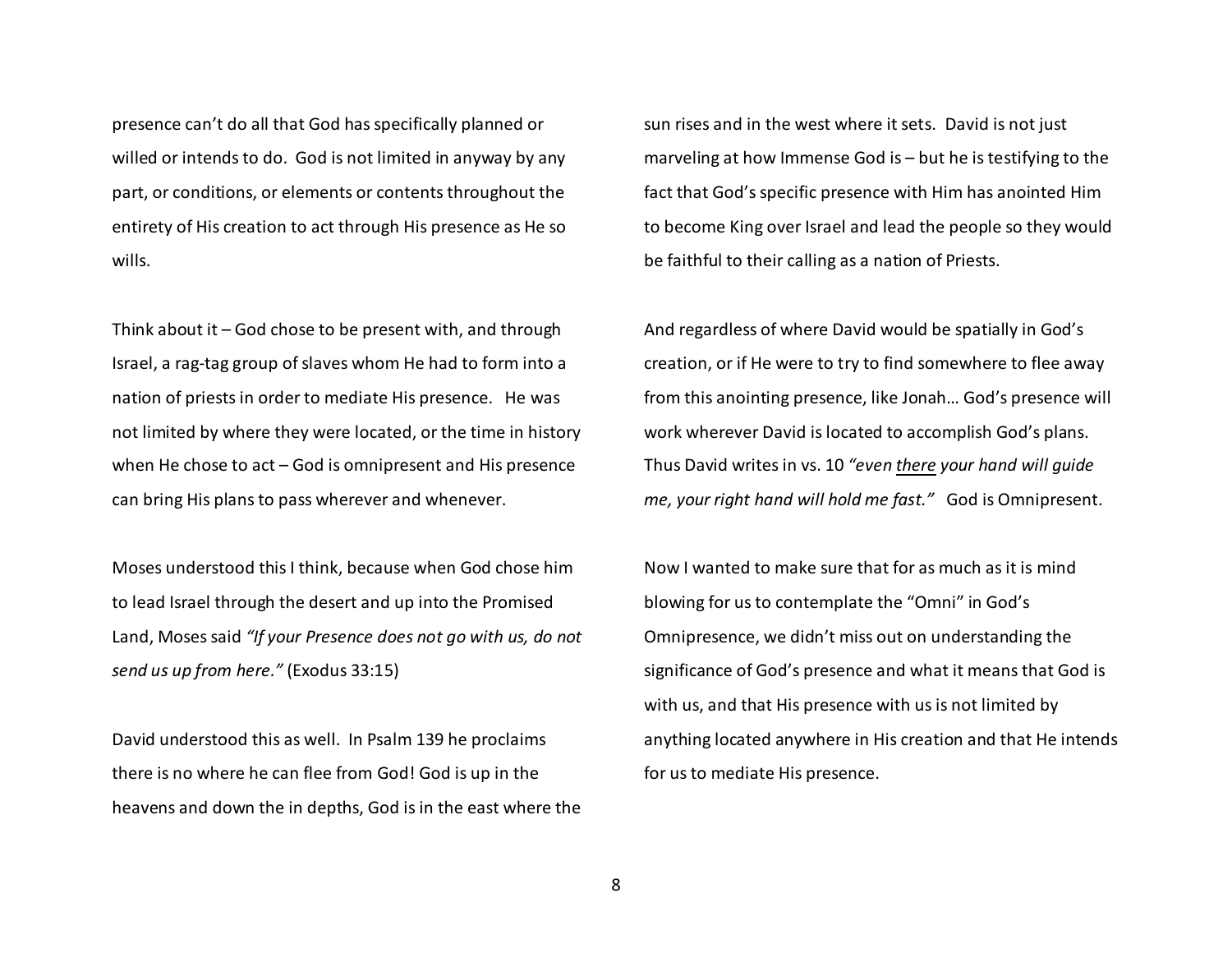presence can't do all that God has specifically planned or willed or intends to do. God is not limited in anyway by any part, or conditions, or elements or contents throughout the entirety of His creation to act through His presence as He so wills.

Think about it – God chose to be present with, and through Israel, a rag-tag group of slaves whom He had to form into a nation of priests in order to mediate His presence. He was not limited by where they were located, or the time in history when He chose to act – God is omnipresent and His presence can bring His plans to pass wherever and whenever.

Moses understood this I think, because when God chose him to lead Israel through the desert and up into the Promised Land, Moses said *"If your Presence does not go with us, do not send us up from here."* (Exodus 33:15)

David understood this as well. In Psalm 139 he proclaims there is no where he can flee from God! God is up in the heavens and down the in depths, God is in the east where the sun rises and in the west where it sets. David is not just marveling at how Immense God is – but he is testifying to the fact that God's specific presence with Him has anointed Him to become King over Israel and lead the people so they would be faithful to their calling as a nation of Priests.

And regardless of where David would be spatially in God's creation, or if He were to try to find somewhere to flee away from this anointing presence, like Jonah… God's presence will work wherever David is located to accomplish God's plans. Thus David writes in vs. 10 *"even <u>there</u> your hand will guide me, your right hand will hold me fast."* God is Omnipresent.

Now I wanted to make sure that for as much as it is mind blowing for us to contemplate the "Omni" in God's Omnipresence, we didn't miss out on understanding the significance of God's presence and what it means that God is with us, and that His presence with us is not limited by anything located anywhere in His creation and that He intends for us to mediate His presence.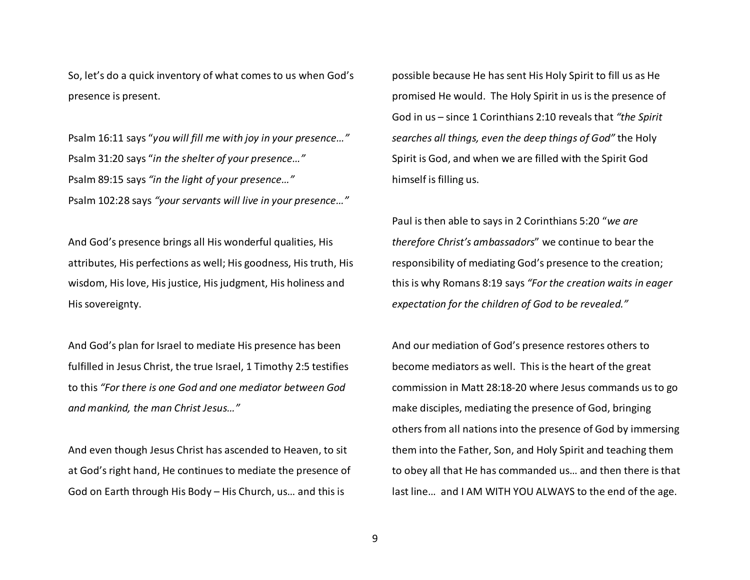So, let's do a quick inventory of what comes to us when God's presence is present.

Psalm 16:11 says "*you will fill me with joy in your presence…"*
Psalm 31:20 says "*in the shelter of your presence…"*
Psalm 89:15 says *"in the light of your presence…"*
Psalm 102:28 says *"your servants will live in your presence…"*

And God's presence brings all His wonderful qualities, His attributes, His perfections as well; His goodness, His truth, His wisdom, His love, His justice, His judgment, His holiness and His sovereignty.

And God's plan for Israel to mediate His presence has been fulfilled in Jesus Christ, the true Israel, 1 Timothy 2:5 testifies to this *"For there is one God and one mediator between God and mankind, the man Christ Jesus…"*

And even though Jesus Christ has ascended to Heaven, to sit at God's right hand, He continues to mediate the presence of God on Earth through His Body – His Church, us… and this is possible because He has sent His Holy Spirit to fill us as He promised He would. The Holy Spirit in us is the presence of God in us – since 1 Corinthians 2:10 reveals that *"the Spirit searches all things, even the deep things of God"* the Holy Spirit is God, and when we are filled with the Spirit God himself is filling us.

Paul is then able to says in 2 Corinthians 5:20 "*we are therefore Christ's ambassadors*" we continue to bear the responsibility of mediating God's presence to the creation; this is why Romans 8:19 says *"For the creation waits in eager expectation for the children of God to be revealed."*

And our mediation of God's presence restores others to become mediators as well. This is the heart of the great commission in Matt 28:18-20 where Jesus commands us to go make disciples, mediating the presence of God, bringing others from all nations into the presence of God by immersing them into the Father, Son, and Holy Spirit and teaching them to obey all that He has commanded us… and then there is that last line… and I AM WITH YOU ALWAYS to the end of the age.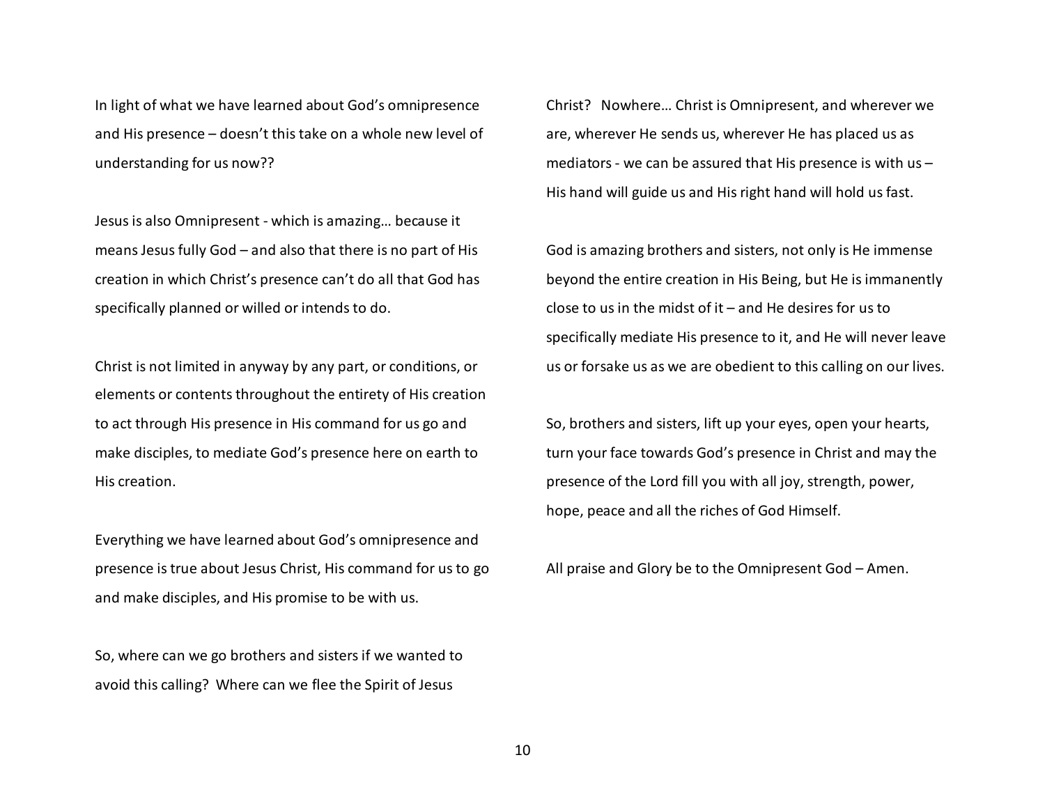In light of what we have learned about God's omnipresence and His presence – doesn't this take on a whole new level of understanding for us now??

Jesus is also Omnipresent - which is amazing… because it means Jesus fully God – and also that there is no part of His creation in which Christ's presence can't do all that God has specifically planned or willed or intends to do.

Christ is not limited in anyway by any part, or conditions, or elements or contents throughout the entirety of His creation to act through His presence in His command for us go and make disciples, to mediate God's presence here on earth to His creation.

Everything we have learned about God's omnipresence and presence is true about Jesus Christ, His command for us to go and make disciples, and His promise to be with us.

So, where can we go brothers and sisters if we wanted to avoid this calling? Where can we flee the Spirit of Jesus Christ? Nowhere… Christ is Omnipresent, and wherever we are, wherever He sends us, wherever He has placed us as mediators - we can be assured that His presence is with us – His hand will guide us and His right hand will hold us fast.

God is amazing brothers and sisters, not only is He immense beyond the entire creation in His Being, but He is immanently close to us in the midst of it – and He desires for us to specifically mediate His presence to it, and He will never leave us or forsake us as we are obedient to this calling on our lives.

So, brothers and sisters, lift up your eyes, open your hearts, turn your face towards God's presence in Christ and may the presence of the Lord fill you with all joy, strength, power, hope, peace and all the riches of God Himself.

All praise and Glory be to the Omnipresent God – Amen.